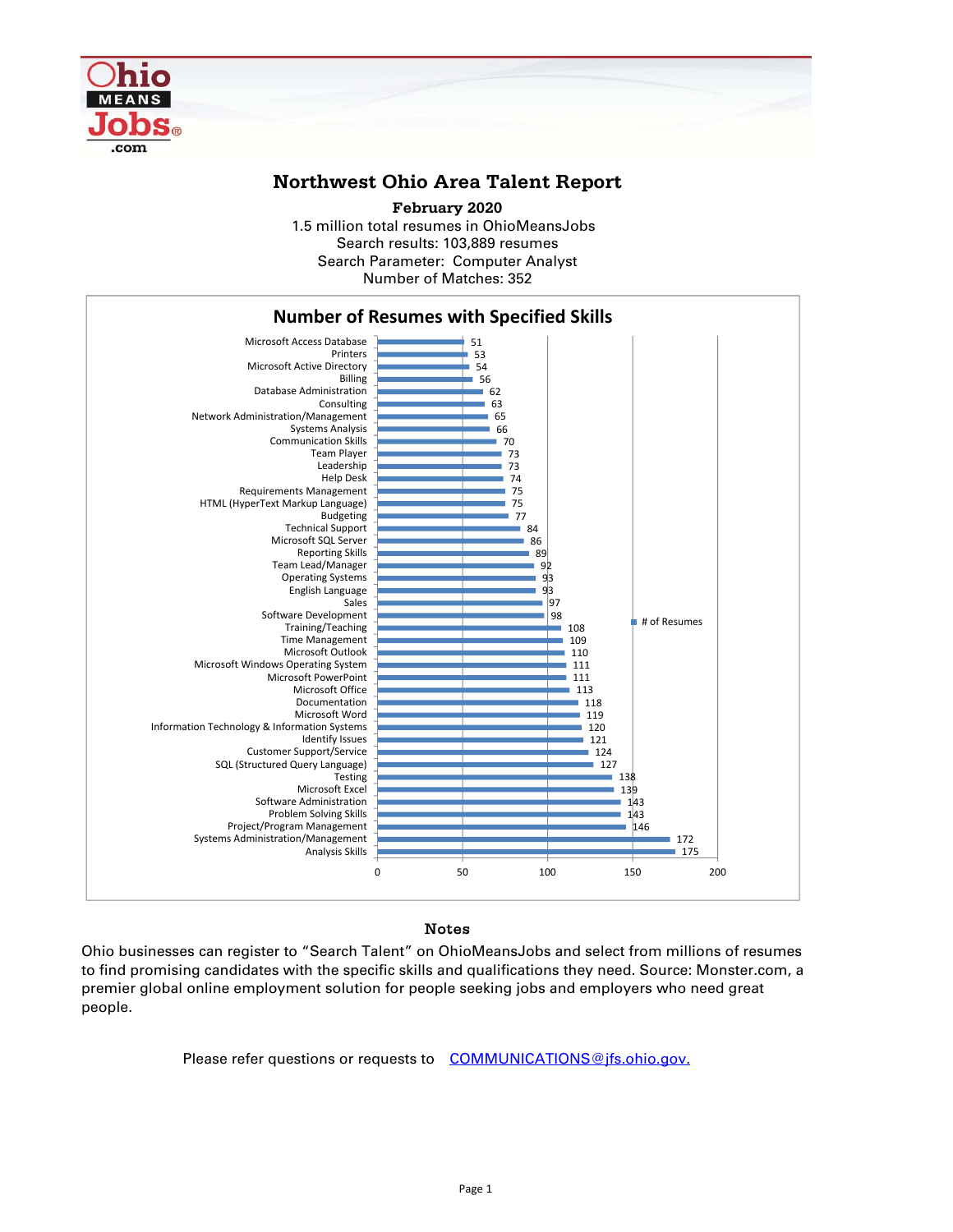# Northwest Ohio Area Talent Report

**February 2020**

1.5 million total resumes in OhioMeansJobs
Search results: 103,889 resumes
Search Parameter: Computer Analyst
Number of Matches: 352

## Number of Resumes with Specified Skills

| Skill | # of Resumes |
|---|---|
| Microsoft Access Database | 51 |
| Printers | 53 |
| Microsoft Active Directory | 54 |
| Billing | 56 |
| Database Administration | 62 |
| Consulting | 63 |
| Network Administration/Management | 65 |
| Systems Analysis | 66 |
| Communication Skills | 70 |
| Team Player | 73 |
| Leadership | 73 |
| Help Desk | 74 |
| Requirements Management | 75 |
| HTML (HyperText Markup Language) | 75 |
| Budgeting | 77 |
| Technical Support | 84 |
| Microsoft SQL Server | 86 |
| Reporting Skills | 89 |
| Team Lead/Manager | 92 |
| Operating Systems | 93 |
| English Language | 93 |
| Sales | 97 |
| Software Development | 98 |
| Training/Teaching | 108 |
| Time Management | 109 |
| Microsoft Outlook | 110 |
| Microsoft Windows Operating System | 111 |
| Microsoft PowerPoint | 111 |
| Microsoft Office | 113 |
| Documentation | 118 |
| Microsoft Word | 119 |
| Information Technology & Information Systems | 120 |
| Identify Issues | 121 |
| Customer Support/Service | 124 |
| SQL (Structured Query Language) | 127 |
| Testing | 138 |
| Microsoft Excel | 139 |
| Software Administration | 143 |
| Problem Solving Skills | 143 |
| Project/Program Management | 146 |
| Systems Administration/Management | 172 |
| Analysis Skills | 175 |

### Notes

Ohio businesses can register to "Search Talent" on OhioMeansJobs and select from millions of resumes to find promising candidates with the specific skills and qualifications they need. Source: Monster.com, a premier global online employment solution for people seeking jobs and employers who need great people.

Please refer questions or requests to COMMUNICATIONS@jfs.ohio.gov.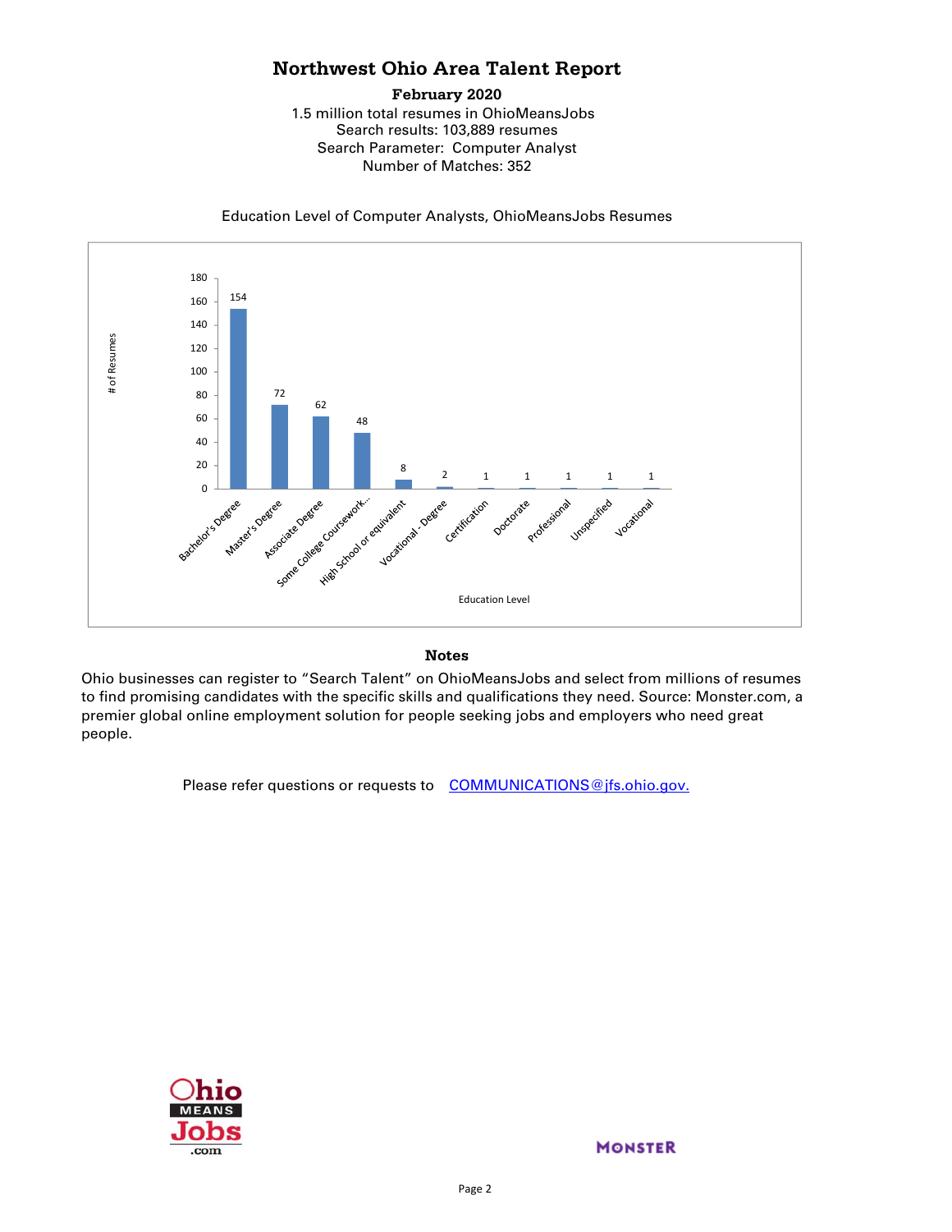# Northwest Ohio Area Talent Report

**February 2020**

1.5 million total resumes in OhioMeansJobs
Search results: 103,889 resumes
Search Parameter: Computer Analyst
Number of Matches: 352

Education Level of Computer Analysts, OhioMeansJobs Resumes

# of Resumes

180
160
140
120
100
80
60
40
20
0

154
72
62
48
8
2
1
1
1
1
1

Bachelor's Degree
Master's Degree
Associate Degree
Some College Coursework...
High School or equivalent
Vocational - Degree
Certification
Doctorate
Professional
Unspecified
Vocational

Education Level

**Notes**

Ohio businesses can register to "Search Talent" on OhioMeansJobs and select from millions of resumes to find promising candidates with the specific skills and qualifications they need. Source: Monster.com, a premier global online employment solution for people seeking jobs and employers who need great people.

Please refer questions or requests to COMMUNICATIONS@jfs.ohio.gov.

Ohio MEANS Jobs .com

MONSTER